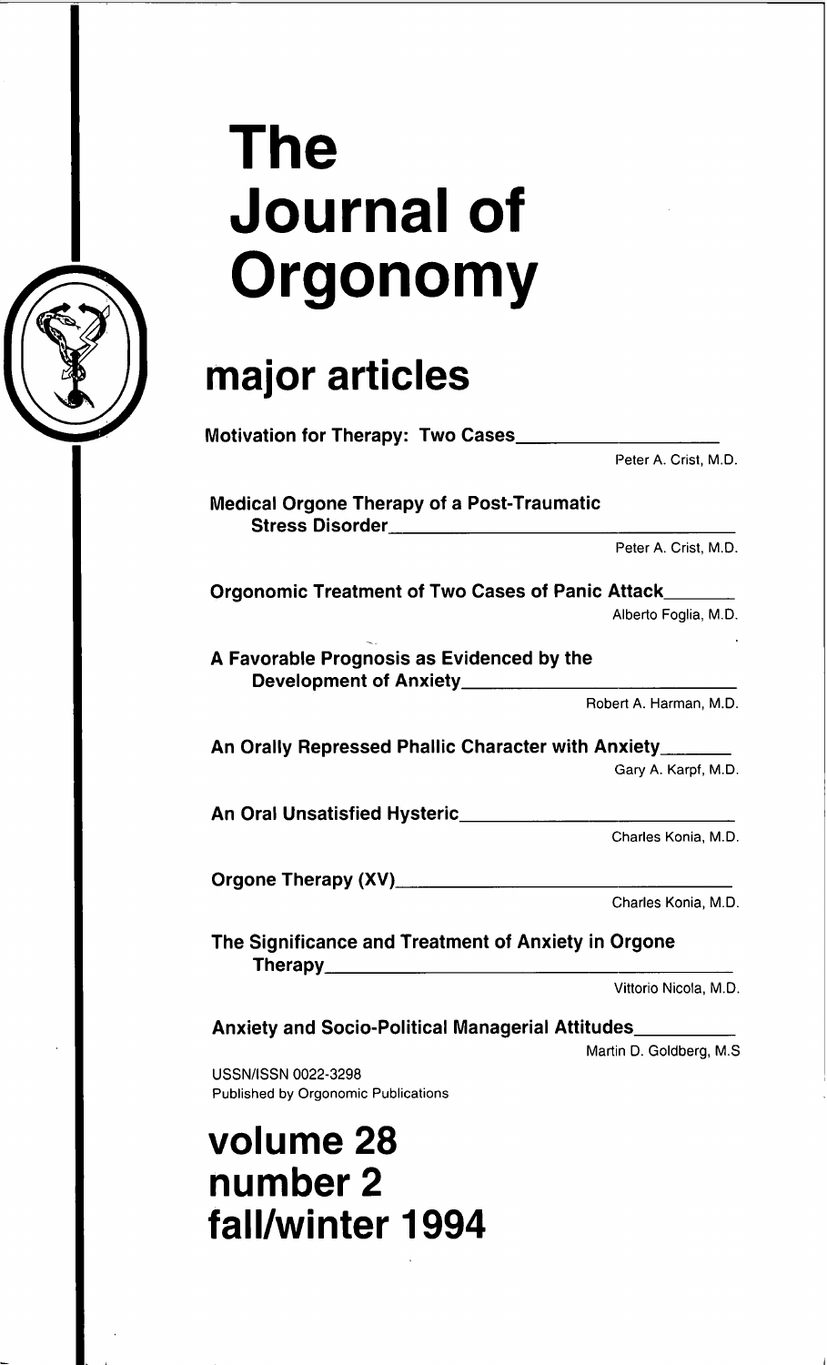# The Journal of Orgonomy

## major articles

**Motivation for Therapy: Two Cases**
Peter A. Crist, M.D.

**Medical Orgone Therapy of a Post-Traumatic Stress Disorder**
Peter A. Crist, M.D.

**Orgonomic Treatment of Two Cases of Panic Attack**
Alberto Foglia, M.D.

**A Favorable Prognosis as Evidenced by the Development of Anxiety**
Robert A. Harman, M.D.

**An Orally Repressed Phallic Character with Anxiety**
Gary A. Karpf, M.D.

**An Oral Unsatisfied Hysteric**
Charles Konia, M.D.

**Orgone Therapy (XV)**
Charles Konia, M.D.

**The Significance and Treatment of Anxiety in Orgone Therapy**
Vittorio Nicola, M.D.

**Anxiety and Socio-Political Managerial Attitudes**
Martin D. Goldberg, M.S

USSN/ISSN 0022-3298
Published by Orgonomic Publications

## volume 28
## number 2
## fall/winter 1994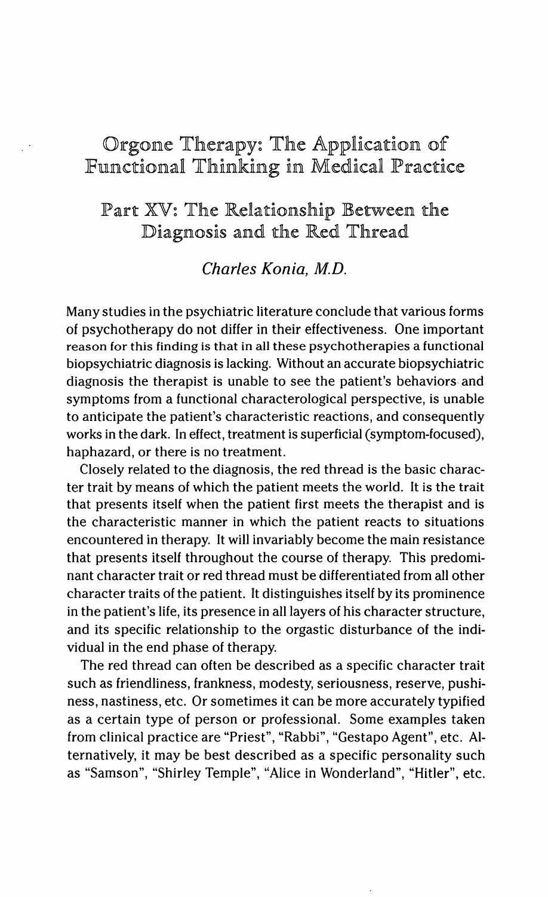# Orgone Therapy: The Application of Functional Thinking in Medical Practice

## Part XV: The Relationship Between the Diagnosis and the Red Thread

*Charles Konia, M.D.*

Many studies in the psychiatric literature conclude that various forms of psychotherapy do not differ in their effectiveness. One important reason for this finding is that in all these psychotherapies a functional biopsychiatric diagnosis is lacking. Without an accurate biopsychiatric diagnosis the therapist is unable to see the patient's behaviors and symptoms from a functional characterological perspective, is unable to anticipate the patient's characteristic reactions, and consequently works in the dark. In effect, treatment is superficial (symptom-focused), haphazard, or there is no treatment.

Closely related to the diagnosis, the red thread is the basic character trait by means of which the patient meets the world. It is the trait that presents itself when the patient first meets the therapist and is the characteristic manner in which the patient reacts to situations encountered in therapy. It will invariably become the main resistance that presents itself throughout the course of therapy. This predominant character trait or red thread must be differentiated from all other character traits of the patient. It distinguishes itself by its prominence in the patient's life, its presence in all layers of his character structure, and its specific relationship to the orgastic disturbance of the individual in the end phase of therapy.

The red thread can often be described as a specific character trait such as friendliness, frankness, modesty, seriousness, reserve, pushiness, nastiness, etc. Or sometimes it can be more accurately typified as a certain type of person or professional. Some examples taken from clinical practice are "Priest", "Rabbi", "Gestapo Agent", etc. Alternatively, it may be best described as a specific personality such as "Samson", "Shirley Temple", "Alice in Wonderland", "Hitler", etc.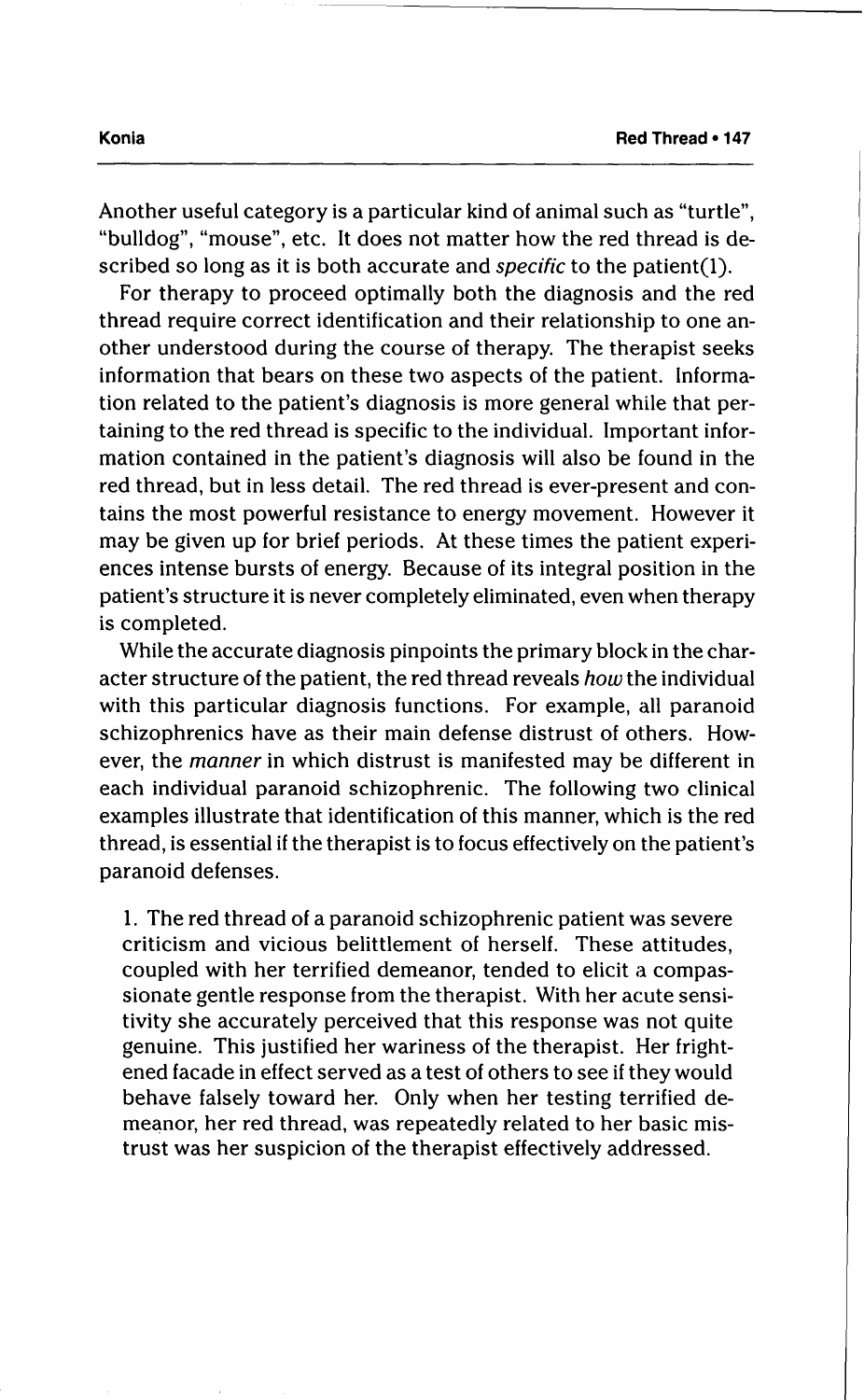Another useful category is a particular kind of animal such as "turtle", "bulldog", "mouse", etc. It does not matter how the red thread is described so long as it is both accurate and *specific* to the patient(1).

For therapy to proceed optimally both the diagnosis and the red thread require correct identification and their relationship to one another understood during the course of therapy. The therapist seeks information that bears on these two aspects of the patient. Information related to the patient's diagnosis is more general while that pertaining to the red thread is specific to the individual. Important information contained in the patient's diagnosis will also be found in the red thread, but in less detail. The red thread is ever-present and contains the most powerful resistance to energy movement. However it may be given up for brief periods. At these times the patient experiences intense bursts of energy. Because of its integral position in the patient's structure it is never completely eliminated, even when therapy is completed.

While the accurate diagnosis pinpoints the primary block in the character structure of the patient, the red thread reveals *how* the individual with this particular diagnosis functions. For example, all paranoid schizophrenics have as their main defense distrust of others. However, the *manner* in which distrust is manifested may be different in each individual paranoid schizophrenic. The following two clinical examples illustrate that identification of this manner, which is the red thread, is essential if the therapist is to focus effectively on the patient's paranoid defenses.

1. The red thread of a paranoid schizophrenic patient was severe criticism and vicious belittlement of herself. These attitudes, coupled with her terrified demeanor, tended to elicit a compassionate gentle response from the therapist. With her acute sensitivity she accurately perceived that this response was not quite genuine. This justified her wariness of the therapist. Her frightened facade in effect served as a test of others to see if they would behave falsely toward her. Only when her testing terrified demeanor, her red thread, was repeatedly related to her basic mistrust was her suspicion of the therapist effectively addressed.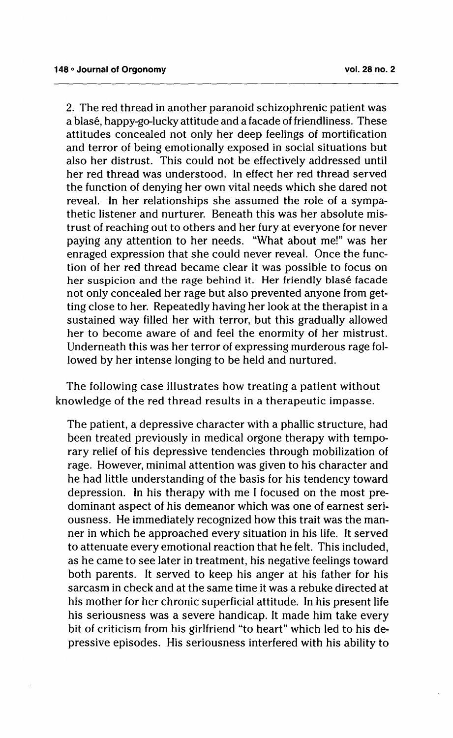2. The red thread in another paranoid schizophrenic patient was a blasé, happy-go-lucky attitude and a facade of friendliness. These attitudes concealed not only her deep feelings of mortification and terror of being emotionally exposed in social situations but also her distrust. This could not be effectively addressed until her red thread was understood. In effect her red thread served the function of denying her own vital needs which she dared not reveal. In her relationships she assumed the role of a sympathetic listener and nurturer. Beneath this was her absolute mistrust of reaching out to others and her fury at everyone for never paying any attention to her needs. "What about me!" was her enraged expression that she could never reveal. Once the function of her red thread became clear it was possible to focus on her suspicion and the rage behind it. Her friendly blasé facade not only concealed her rage but also prevented anyone from getting close to her. Repeatedly having her look at the therapist in a sustained way filled her with terror, but this gradually allowed her to become aware of and feel the enormity of her mistrust. Underneath this was her terror of expressing murderous rage followed by her intense longing to be held and nurtured.

The following case illustrates how treating a patient without knowledge of the red thread results in a therapeutic impasse.

The patient, a depressive character with a phallic structure, had been treated previously in medical orgone therapy with temporary relief of his depressive tendencies through mobilization of rage. However, minimal attention was given to his character and he had little understanding of the basis for his tendency toward depression. In his therapy with me I focused on the most predominant aspect of his demeanor which was one of earnest seriousness. He immediately recognized how this trait was the manner in which he approached every situation in his life. It served to attenuate every emotional reaction that he felt. This included, as he came to see later in treatment, his negative feelings toward both parents. It served to keep his anger at his father for his sarcasm in check and at the same time it was a rebuke directed at his mother for her chronic superficial attitude. In his present life his seriousness was a severe handicap. It made him take every bit of criticism from his girlfriend "to heart" which led to his depressive episodes. His seriousness interfered with his ability to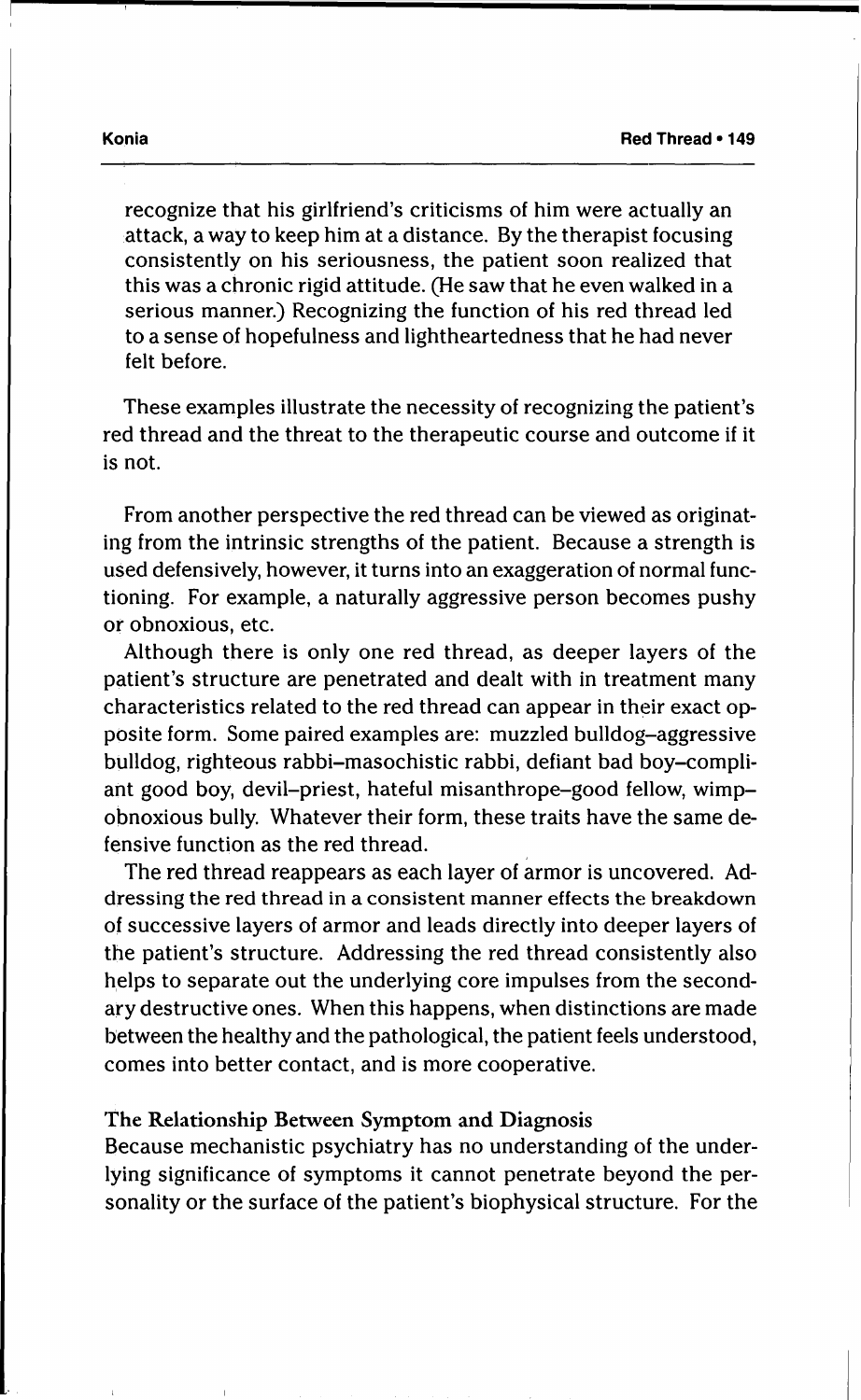recognize that his girlfriend's criticisms of him were actually an attack, a way to keep him at a distance. By the therapist focusing consistently on his seriousness, the patient soon realized that this was a chronic rigid attitude. (He saw that he even walked in a serious manner.) Recognizing the function of his red thread led to a sense of hopefulness and lightheartedness that he had never felt before.

These examples illustrate the necessity of recognizing the patient's red thread and the threat to the therapeutic course and outcome if it is not.

From another perspective the red thread can be viewed as originating from the intrinsic strengths of the patient. Because a strength is used defensively, however, it turns into an exaggeration of normal functioning. For example, a naturally aggressive person becomes pushy or obnoxious, etc.

Although there is only one red thread, as deeper layers of the patient's structure are penetrated and dealt with in treatment many characteristics related to the red thread can appear in their exact opposite form. Some paired examples are: muzzled bulldog–aggressive bulldog, righteous rabbi–masochistic rabbi, defiant bad boy–compliant good boy, devil–priest, hateful misanthrope–good fellow, wimp–obnoxious bully. Whatever their form, these traits have the same defensive function as the red thread.

The red thread reappears as each layer of armor is uncovered. Addressing the red thread in a consistent manner effects the breakdown of successive layers of armor and leads directly into deeper layers of the patient's structure. Addressing the red thread consistently also helps to separate out the underlying core impulses from the secondary destructive ones. When this happens, when distinctions are made between the healthy and the pathological, the patient feels understood, comes into better contact, and is more cooperative.

### The Relationship Between Symptom and Diagnosis

Because mechanistic psychiatry has no understanding of the underlying significance of symptoms it cannot penetrate beyond the personality or the surface of the patient's biophysical structure. For the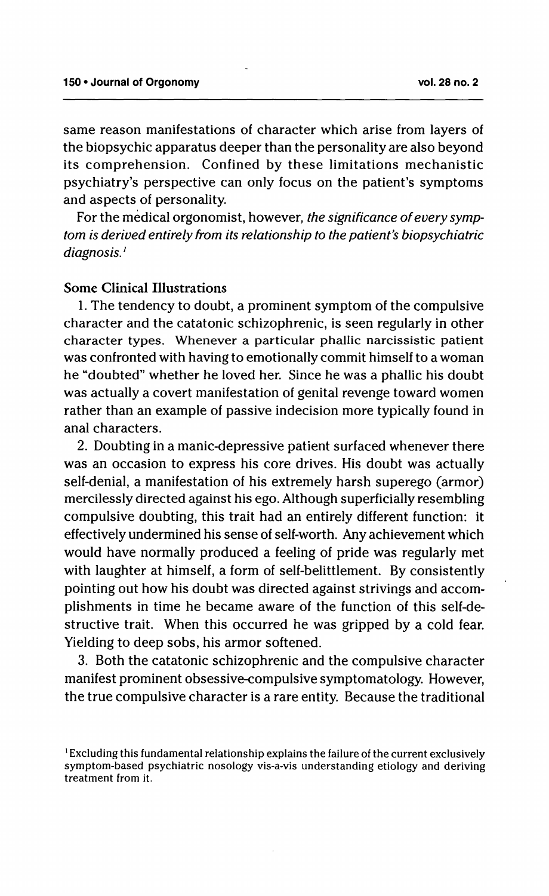same reason manifestations of character which arise from layers of the biopsychic apparatus deeper than the personality are also beyond its comprehension. Confined by these limitations mechanistic psychiatry's perspective can only focus on the patient's symptoms and aspects of personality.

For the medical orgonomist, however, *the significance of every symptom is derived entirely from its relationship to the patient's biopsychiatric diagnosis.*[1]

### Some Clinical Illustrations

1. The tendency to doubt, a prominent symptom of the compulsive character and the catatonic schizophrenic, is seen regularly in other character types. Whenever a particular phallic narcissistic patient was confronted with having to emotionally commit himself to a woman he "doubted" whether he loved her. Since he was a phallic his doubt was actually a covert manifestation of genital revenge toward women rather than an example of passive indecision more typically found in anal characters.

2. Doubting in a manic-depressive patient surfaced whenever there was an occasion to express his core drives. His doubt was actually self-denial, a manifestation of his extremely harsh superego (armor) mercilessly directed against his ego. Although superficially resembling compulsive doubting, this trait had an entirely different function: it effectively undermined his sense of self-worth. Any achievement which would have normally produced a feeling of pride was regularly met with laughter at himself, a form of self-belittlement. By consistently pointing out how his doubt was directed against strivings and accomplishments in time he became aware of the function of this self-destructive trait. When this occurred he was gripped by a cold fear. Yielding to deep sobs, his armor softened.

3. Both the catatonic schizophrenic and the compulsive character manifest prominent obsessive-compulsive symptomatology. However, the true compulsive character is a rare entity. Because the traditional

[1] Excluding this fundamental relationship explains the failure of the current exclusively symptom-based psychiatric nosology vis-a-vis understanding etiology and deriving treatment from it.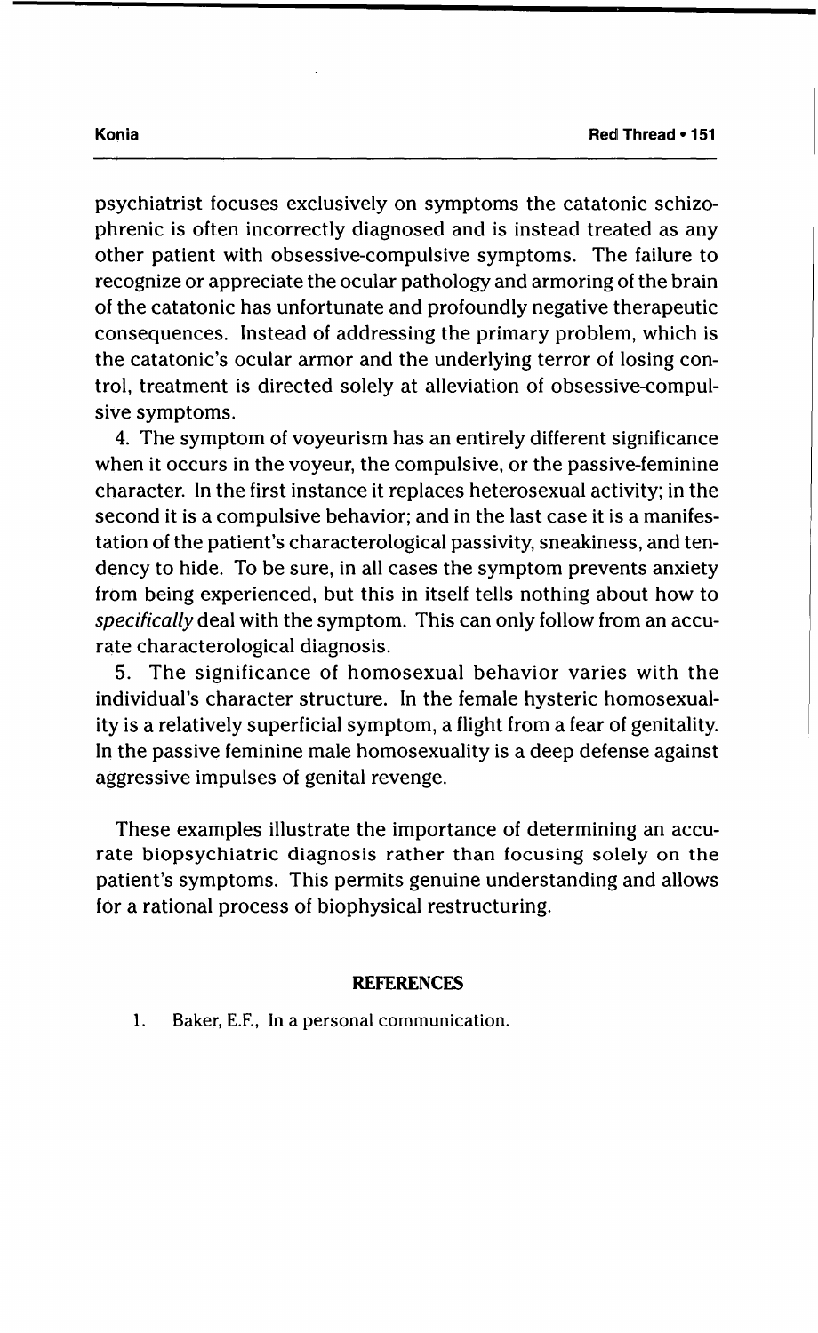psychiatrist focuses exclusively on symptoms the catatonic schizophrenic is often incorrectly diagnosed and is instead treated as any other patient with obsessive-compulsive symptoms. The failure to recognize or appreciate the ocular pathology and armoring of the brain of the catatonic has unfortunate and profoundly negative therapeutic consequences. Instead of addressing the primary problem, which is the catatonic's ocular armor and the underlying terror of losing control, treatment is directed solely at alleviation of obsessive-compulsive symptoms.

4. The symptom of voyeurism has an entirely different significance when it occurs in the voyeur, the compulsive, or the passive-feminine character. In the first instance it replaces heterosexual activity; in the second it is a compulsive behavior; and in the last case it is a manifestation of the patient's characterological passivity, sneakiness, and tendency to hide. To be sure, in all cases the symptom prevents anxiety from being experienced, but this in itself tells nothing about how to *specifically* deal with the symptom. This can only follow from an accurate characterological diagnosis.

5. The significance of homosexual behavior varies with the individual's character structure. In the female hysteric homosexuality is a relatively superficial symptom, a flight from a fear of genitality. In the passive feminine male homosexuality is a deep defense against aggressive impulses of genital revenge.

These examples illustrate the importance of determining an accurate biopsychiatric diagnosis rather than focusing solely on the patient's symptoms. This permits genuine understanding and allows for a rational process of biophysical restructuring.

## REFERENCES

1. Baker, E.F., In a personal communication.